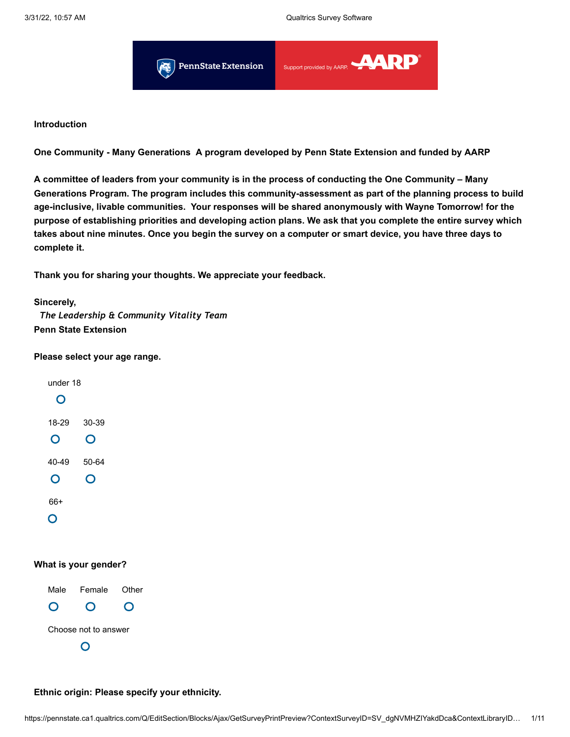**Introduction**

**One Community - Many Generations  A program developed by Penn State Extension and funded by AARP**

**A committee of leaders from your community is in the process of conducting the One Community – Many Generations Program. The program includes this community-assessment as part of the planning process to build age-inclusive, livable communities.  Your responses will be shared anonymously with Wayne Tomorrow! for the purpose of establishing priorities and developing action plans. We ask that you complete the entire survey which takes about nine minutes. Once you begin the survey on a computer or smart device, you have three days to complete it.**

**Thank you for sharing your thoughts. We appreciate your feedback.**

**Sincerely,**
*The Leadership & Community Vitality Team*
**Penn State Extension**

**Please select your age range.**

- under 18
- 18-29
- 30-39
- 40-49
- 50-64
- 66+

**What is your gender?**

- Male
- Female
- Other
- Choose not to answer

**Ethnic origin: Please specify your ethnicity.**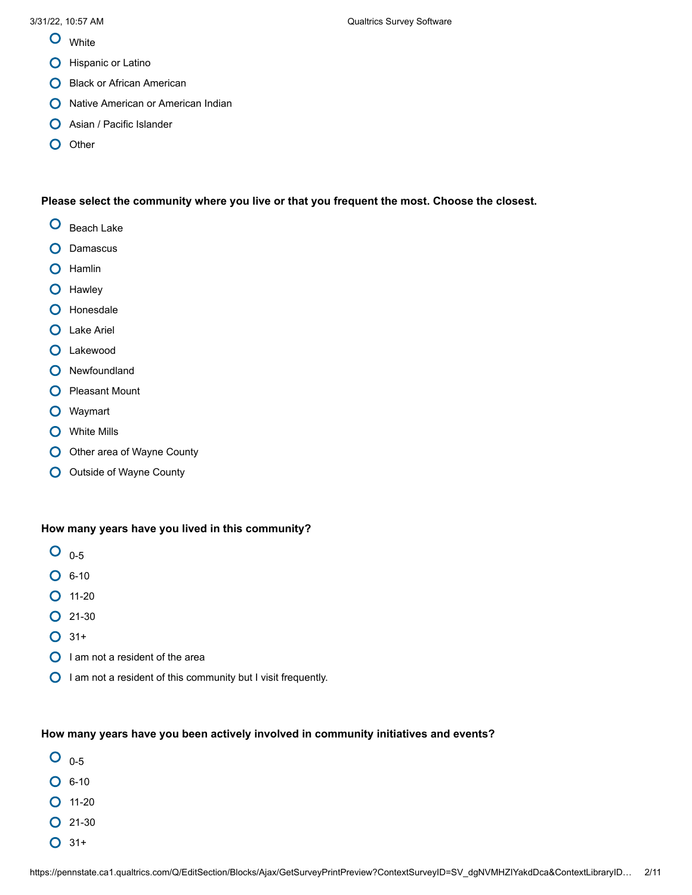- White
- Hispanic or Latino
- Black or African American
- Native American or American Indian
- Asian / Pacific Islander
- Other

**Please select the community where you live or that you frequent the most. Choose the closest.**

- Beach Lake
- Damascus
- Hamlin
- Hawley
- Honesdale
- Lake Ariel
- Lakewood
- Newfoundland
- Pleasant Mount
- Waymart
- White Mills
- Other area of Wayne County
- Outside of Wayne County

**How many years have you lived in this community?**

- 0-5
- 6-10
- 11-20
- 21-30
- 31+
- I am not a resident of the area
- I am not a resident of this community but I visit frequently.

**How many years have you been actively involved in community initiatives and events?**

- 0-5
- 6-10
- 11-20
- 21-30
- 31+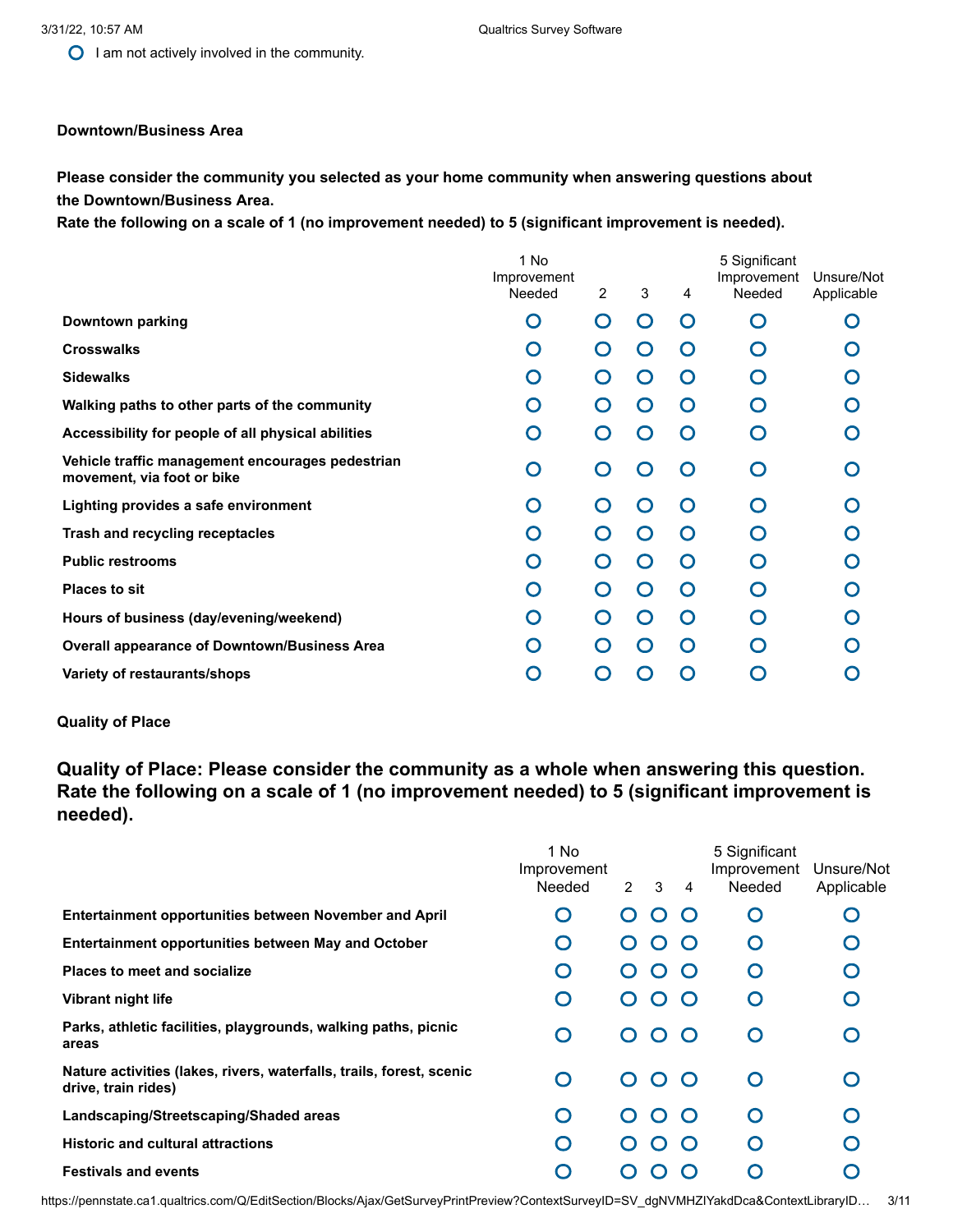○ I am not actively involved in the community.

**Downtown/Business Area**

**Please consider the community you selected as your home community when answering questions about the Downtown/Business Area.**
**Rate the following on a scale of 1 (no improvement needed) to 5 (significant improvement is needed).**

| | 1 No Improvement Needed | 2 | 3 | 4 | 5 Significant Improvement Needed | Unsure/Not Applicable |
|---|---|---|---|---|---|---|
| **Downtown parking** | ○ | ○ | ○ | ○ | ○ | ○ |
| **Crosswalks** | ○ | ○ | ○ | ○ | ○ | ○ |
| **Sidewalks** | ○ | ○ | ○ | ○ | ○ | ○ |
| **Walking paths to other parts of the community** | ○ | ○ | ○ | ○ | ○ | ○ |
| **Accessibility for people of all physical abilities** | ○ | ○ | ○ | ○ | ○ | ○ |
| **Vehicle traffic management encourages pedestrian movement, via foot or bike** | ○ | ○ | ○ | ○ | ○ | ○ |
| **Lighting provides a safe environment** | ○ | ○ | ○ | ○ | ○ | ○ |
| **Trash and recycling receptacles** | ○ | ○ | ○ | ○ | ○ | ○ |
| **Public restrooms** | ○ | ○ | ○ | ○ | ○ | ○ |
| **Places to sit** | ○ | ○ | ○ | ○ | ○ | ○ |
| **Hours of business (day/evening/weekend)** | ○ | ○ | ○ | ○ | ○ | ○ |
| **Overall appearance of Downtown/Business Area** | ○ | ○ | ○ | ○ | ○ | ○ |
| **Variety of restaurants/shops** | ○ | ○ | ○ | ○ | ○ | ○ |

**Quality of Place**

## Quality of Place: Please consider the community as a whole when answering this question. Rate the following on a scale of 1 (no improvement needed) to 5 (significant improvement is needed).

| | 1 No Improvement Needed | 2 | 3 | 4 | 5 Significant Improvement Needed | Unsure/Not Applicable |
|---|---|---|---|---|---|---|
| **Entertainment opportunities between November and April** | ○ | ○ | ○ | ○ | ○ | ○ |
| **Entertainment opportunities between May and October** | ○ | ○ | ○ | ○ | ○ | ○ |
| **Places to meet and socialize** | ○ | ○ | ○ | ○ | ○ | ○ |
| **Vibrant night life** | ○ | ○ | ○ | ○ | ○ | ○ |
| **Parks, athletic facilities, playgrounds, walking paths, picnic areas** | ○ | ○ | ○ | ○ | ○ | ○ |
| **Nature activities (lakes, rivers, waterfalls, trails, forest, scenic drive, train rides)** | ○ | ○ | ○ | ○ | ○ | ○ |
| **Landscaping/Streetscaping/Shaded areas** | ○ | ○ | ○ | ○ | ○ | ○ |
| **Historic and cultural attractions** | ○ | ○ | ○ | ○ | ○ | ○ |
| **Festivals and events** | ○ | ○ | ○ | ○ | ○ | ○ |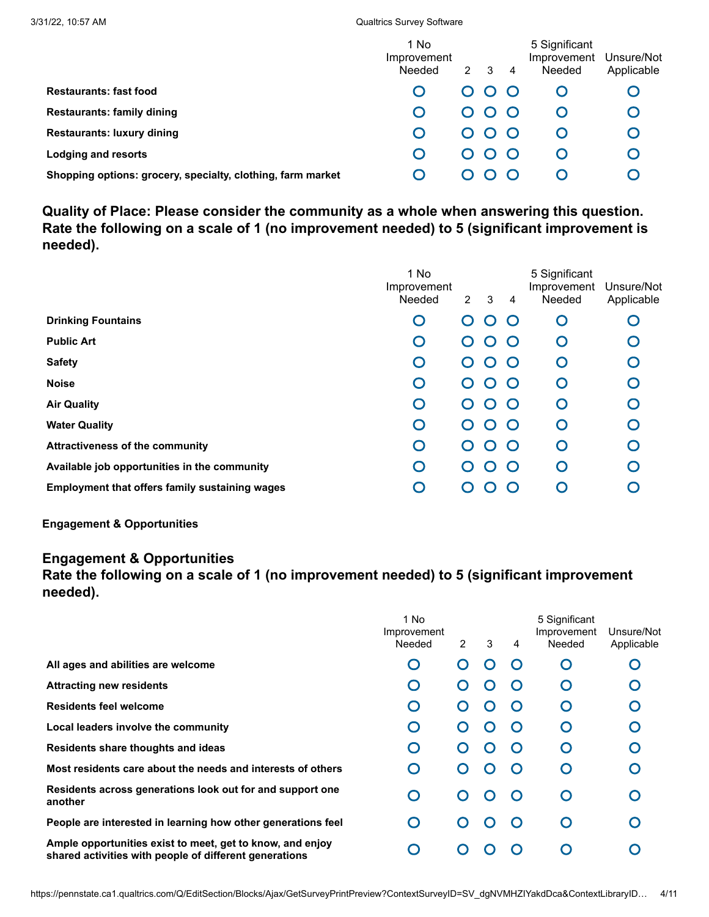| | 1 No Improvement Needed | 2 | 3 | 4 | 5 Significant Improvement Needed | Unsure/Not Applicable |
|---|---|---|---|---|---|---|
| **Restaurants: fast food** | O | O | O | O | O | O |
| **Restaurants: family dining** | O | O | O | O | O | O |
| **Restaurants: luxury dining** | O | O | O | O | O | O |
| **Lodging and resorts** | O | O | O | O | O | O |
| **Shopping options: grocery, specialty, clothing, farm market** | O | O | O | O | O | O |

**Quality of Place: Please consider the community as a whole when answering this question. Rate the following on a scale of 1 (no improvement needed) to 5 (significant improvement is needed).**

| | 1 No Improvement Needed | 2 | 3 | 4 | 5 Significant Improvement Needed | Unsure/Not Applicable |
|---|---|---|---|---|---|---|
| **Drinking Fountains** | O | O | O | O | O | O |
| **Public Art** | O | O | O | O | O | O |
| **Safety** | O | O | O | O | O | O |
| **Noise** | O | O | O | O | O | O |
| **Air Quality** | O | O | O | O | O | O |
| **Water Quality** | O | O | O | O | O | O |
| **Attractiveness of the community** | O | O | O | O | O | O |
| **Available job opportunities in the community** | O | O | O | O | O | O |
| **Employment that offers family sustaining wages** | O | O | O | O | O | O |

**Engagement & Opportunities**

**Engagement & Opportunities**
**Rate the following on a scale of 1 (no improvement needed) to 5 (significant improvement needed).**

| | 1 No Improvement Needed | 2 | 3 | 4 | 5 Significant Improvement Needed | Unsure/Not Applicable |
|---|---|---|---|---|---|---|
| **All ages and abilities are welcome** | O | O | O | O | O | O |
| **Attracting new residents** | O | O | O | O | O | O |
| **Residents feel welcome** | O | O | O | O | O | O |
| **Local leaders involve the community** | O | O | O | O | O | O |
| **Residents share thoughts and ideas** | O | O | O | O | O | O |
| **Most residents care about the needs and interests of others** | O | O | O | O | O | O |
| **Residents across generations look out for and support one another** | O | O | O | O | O | O |
| **People are interested in learning how other generations feel** | O | O | O | O | O | O |
| **Ample opportunities exist to meet, get to know, and enjoy shared activities with people of different generations** | O | O | O | O | O | O |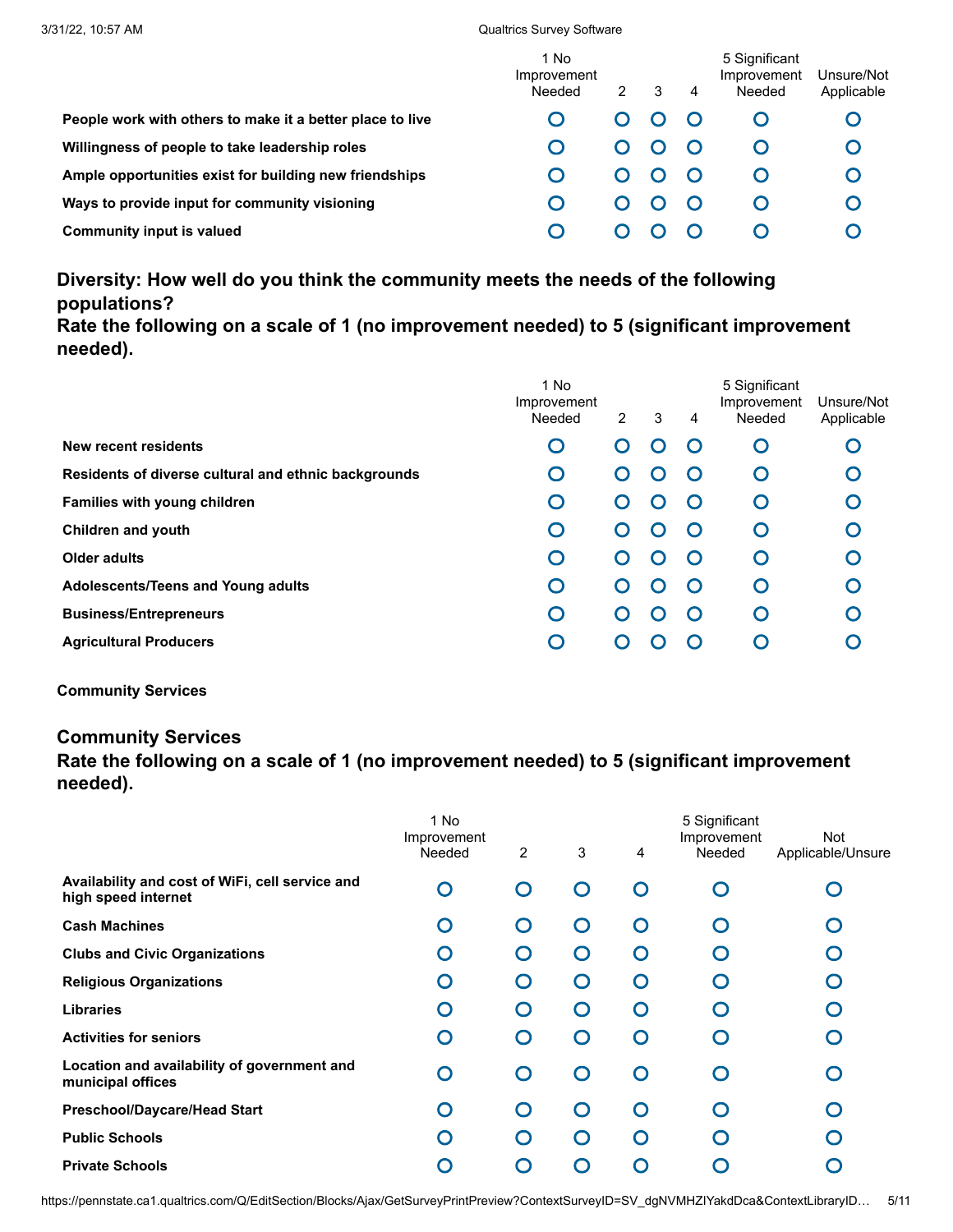| | 1 No Improvement Needed | 2 | 3 | 4 | 5 Significant Improvement Needed | Unsure/Not Applicable |
|---|---|---|---|---|---|---|
| **People work with others to make it a better place to live** | ○ | ○ | ○ | ○ | ○ | ○ |
| **Willingness of people to take leadership roles** | ○ | ○ | ○ | ○ | ○ | ○ |
| **Ample opportunities exist for building new friendships** | ○ | ○ | ○ | ○ | ○ | ○ |
| **Ways to provide input for community visioning** | ○ | ○ | ○ | ○ | ○ | ○ |
| **Community input is valued** | ○ | ○ | ○ | ○ | ○ | ○ |

### Diversity: How well do you think the community meets the needs of the following populations?
### Rate the following on a scale of 1 (no improvement needed) to 5 (significant improvement needed).

| | 1 No Improvement Needed | 2 | 3 | 4 | 5 Significant Improvement Needed | Unsure/Not Applicable |
|---|---|---|---|---|---|---|
| **New recent residents** | ○ | ○ | ○ | ○ | ○ | ○ |
| **Residents of diverse cultural and ethnic backgrounds** | ○ | ○ | ○ | ○ | ○ | ○ |
| **Families with young children** | ○ | ○ | ○ | ○ | ○ | ○ |
| **Children and youth** | ○ | ○ | ○ | ○ | ○ | ○ |
| **Older adults** | ○ | ○ | ○ | ○ | ○ | ○ |
| **Adolescents/Teens and Young adults** | ○ | ○ | ○ | ○ | ○ | ○ |
| **Business/Entrepreneurs** | ○ | ○ | ○ | ○ | ○ | ○ |
| **Agricultural Producers** | ○ | ○ | ○ | ○ | ○ | ○ |

**Community Services**

### Community Services
### Rate the following on a scale of 1 (no improvement needed) to 5 (significant improvement needed).

| | 1 No Improvement Needed | 2 | 3 | 4 | 5 Significant Improvement Needed | Not Applicable/Unsure |
|---|---|---|---|---|---|---|
| **Availability and cost of WiFi, cell service and high speed internet** | ○ | ○ | ○ | ○ | ○ | ○ |
| **Cash Machines** | ○ | ○ | ○ | ○ | ○ | ○ |
| **Clubs and Civic Organizations** | ○ | ○ | ○ | ○ | ○ | ○ |
| **Religious Organizations** | ○ | ○ | ○ | ○ | ○ | ○ |
| **Libraries** | ○ | ○ | ○ | ○ | ○ | ○ |
| **Activities for seniors** | ○ | ○ | ○ | ○ | ○ | ○ |
| **Location and availability of government and municipal offices** | ○ | ○ | ○ | ○ | ○ | ○ |
| **Preschool/Daycare/Head Start** | ○ | ○ | ○ | ○ | ○ | ○ |
| **Public Schools** | ○ | ○ | ○ | ○ | ○ | ○ |
| **Private Schools** | ○ | ○ | ○ | ○ | ○ | ○ |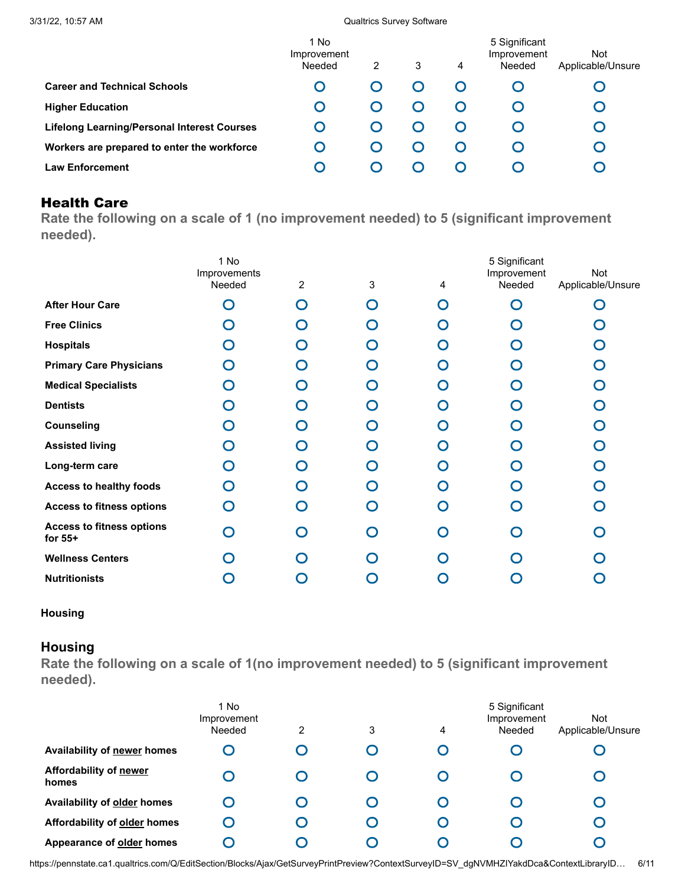| | 1 No Improvement Needed | 2 | 3 | 4 | 5 Significant Improvement Needed | Not Applicable/Unsure |
|---|---|---|---|---|---|---|
| **Career and Technical Schools** | ○ | ○ | ○ | ○ | ○ | ○ |
| **Higher Education** | ○ | ○ | ○ | ○ | ○ | ○ |
| **Lifelong Learning/Personal Interest Courses** | ○ | ○ | ○ | ○ | ○ | ○ |
| **Workers are prepared to enter the workforce** | ○ | ○ | ○ | ○ | ○ | ○ |
| **Law Enforcement** | ○ | ○ | ○ | ○ | ○ | ○ |

## Health Care

**Rate the following on a scale of 1 (no improvement needed) to 5 (significant improvement needed).**

| | 1 No Improvements Needed | 2 | 3 | 4 | 5 Significant Improvement Needed | Not Applicable/Unsure |
|---|---|---|---|---|---|---|
| **After Hour Care** | ○ | ○ | ○ | ○ | ○ | ○ |
| **Free Clinics** | ○ | ○ | ○ | ○ | ○ | ○ |
| **Hospitals** | ○ | ○ | ○ | ○ | ○ | ○ |
| **Primary Care Physicians** | ○ | ○ | ○ | ○ | ○ | ○ |
| **Medical Specialists** | ○ | ○ | ○ | ○ | ○ | ○ |
| **Dentists** | ○ | ○ | ○ | ○ | ○ | ○ |
| **Counseling** | ○ | ○ | ○ | ○ | ○ | ○ |
| **Assisted living** | ○ | ○ | ○ | ○ | ○ | ○ |
| **Long-term care** | ○ | ○ | ○ | ○ | ○ | ○ |
| **Access to healthy foods** | ○ | ○ | ○ | ○ | ○ | ○ |
| **Access to fitness options** | ○ | ○ | ○ | ○ | ○ | ○ |
| **Access to fitness options for 55+** | ○ | ○ | ○ | ○ | ○ | ○ |
| **Wellness Centers** | ○ | ○ | ○ | ○ | ○ | ○ |
| **Nutritionists** | ○ | ○ | ○ | ○ | ○ | ○ |

**Housing**

## Housing

**Rate the following on a scale of 1(no improvement needed) to 5 (significant improvement needed).**

| | 1 No Improvement Needed | 2 | 3 | 4 | 5 Significant Improvement Needed | Not Applicable/Unsure |
|---|---|---|---|---|---|---|
| **Availability of <u>newer</u> homes** | ○ | ○ | ○ | ○ | ○ | ○ |
| **Affordability of <u>newer</u> homes** | ○ | ○ | ○ | ○ | ○ | ○ |
| **Availability of <u>older</u> homes** | ○ | ○ | ○ | ○ | ○ | ○ |
| **Affordability of <u>older</u> homes** | ○ | ○ | ○ | ○ | ○ | ○ |
| **Appearance of <u>older</u> homes** | ○ | ○ | ○ | ○ | ○ | ○ |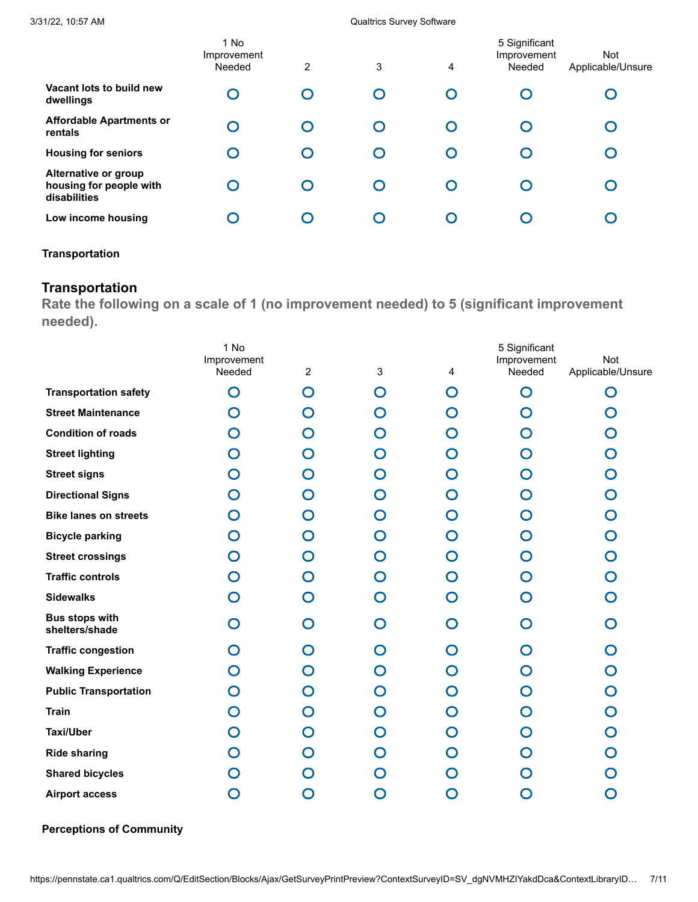| | 1 No Improvement Needed | 2 | 3 | 4 | 5 Significant Improvement Needed | Not Applicable/Unsure |
|---|---|---|---|---|---|---|
| **Vacant lots to build new dwellings** | ○ | ○ | ○ | ○ | ○ | ○ |
| **Affordable Apartments or rentals** | ○ | ○ | ○ | ○ | ○ | ○ |
| **Housing for seniors** | ○ | ○ | ○ | ○ | ○ | ○ |
| **Alternative or group housing for people with disabilities** | ○ | ○ | ○ | ○ | ○ | ○ |
| **Low income housing** | ○ | ○ | ○ | ○ | ○ | ○ |

**Transportation**

## Transportation

**Rate the following on a scale of 1 (no improvement needed) to 5 (significant improvement needed).**

| | 1 No Improvement Needed | 2 | 3 | 4 | 5 Significant Improvement Needed | Not Applicable/Unsure |
|---|---|---|---|---|---|---|
| **Transportation safety** | ○ | ○ | ○ | ○ | ○ | ○ |
| **Street Maintenance** | ○ | ○ | ○ | ○ | ○ | ○ |
| **Condition of roads** | ○ | ○ | ○ | ○ | ○ | ○ |
| **Street lighting** | ○ | ○ | ○ | ○ | ○ | ○ |
| **Street signs** | ○ | ○ | ○ | ○ | ○ | ○ |
| **Directional Signs** | ○ | ○ | ○ | ○ | ○ | ○ |
| **Bike lanes on streets** | ○ | ○ | ○ | ○ | ○ | ○ |
| **Bicycle parking** | ○ | ○ | ○ | ○ | ○ | ○ |
| **Street crossings** | ○ | ○ | ○ | ○ | ○ | ○ |
| **Traffic controls** | ○ | ○ | ○ | ○ | ○ | ○ |
| **Sidewalks** | ○ | ○ | ○ | ○ | ○ | ○ |
| **Bus stops with shelters/shade** | ○ | ○ | ○ | ○ | ○ | ○ |
| **Traffic congestion** | ○ | ○ | ○ | ○ | ○ | ○ |
| **Walking Experience** | ○ | ○ | ○ | ○ | ○ | ○ |
| **Public Transportation** | ○ | ○ | ○ | ○ | ○ | ○ |
| **Train** | ○ | ○ | ○ | ○ | ○ | ○ |
| **Taxi/Uber** | ○ | ○ | ○ | ○ | ○ | ○ |
| **Ride sharing** | ○ | ○ | ○ | ○ | ○ | ○ |
| **Shared bicycles** | ○ | ○ | ○ | ○ | ○ | ○ |
| **Airport access** | ○ | ○ | ○ | ○ | ○ | ○ |

**Perceptions of Community**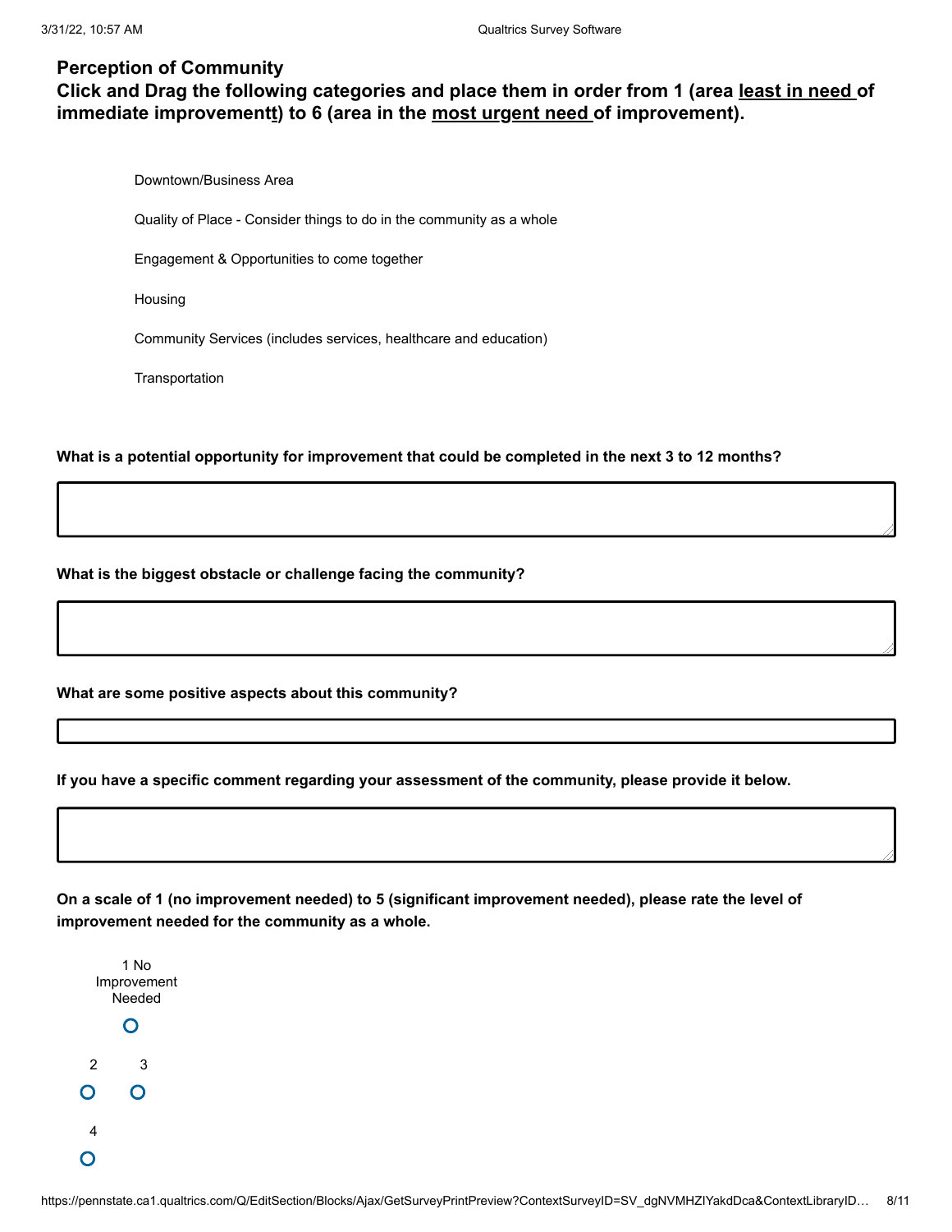**Perception of Community**
**Click and Drag the following categories and place them in order from 1 (area least in need of immediate improvementt) to 6 (area in the most urgent need of improvement).**

Downtown/Business Area

Quality of Place - Consider things to do in the community as a whole

Engagement & Opportunities to come together

Housing

Community Services (includes services, healthcare and education)

Transportation

**What is a potential opportunity for improvement that could be completed in the next 3 to 12 months?**

**What is the biggest obstacle or challenge facing the community?**

**What are some positive aspects about this community?**

**If you have a specific comment regarding your assessment of the community, please provide it below.**

**On a scale of 1 (no improvement needed) to 5 (significant improvement needed), please rate the level of improvement needed for the community as a whole.**

- 1 No Improvement Needed
- 2
- 3
- 4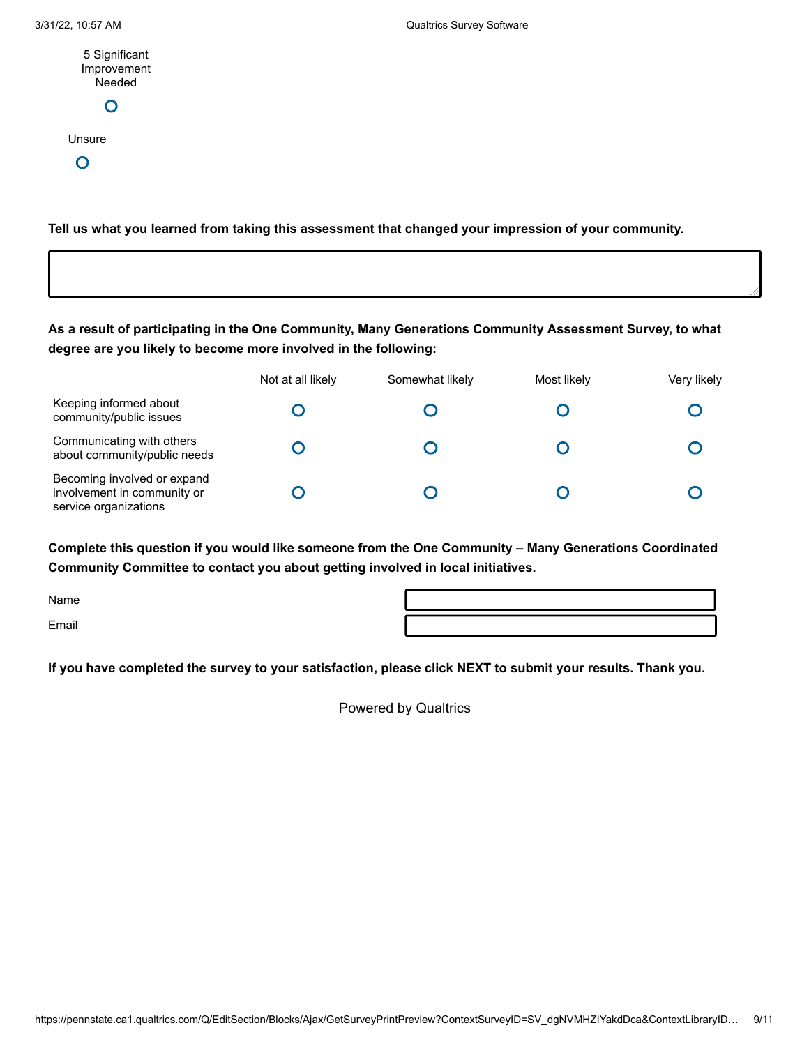5 Significant Improvement Needed

○

Unsure

○

**Tell us what you learned from taking this assessment that changed your impression of your community.**

**As a result of participating in the One Community, Many Generations Community Assessment Survey, to what degree are you likely to become more involved in the following:**

| | Not at all likely | Somewhat likely | Most likely | Very likely |
|---|---|---|---|---|
| Keeping informed about community/public issues | ○ | ○ | ○ | ○ |
| Communicating with others about community/public needs | ○ | ○ | ○ | ○ |
| Becoming involved or expand involvement in community or service organizations | ○ | ○ | ○ | ○ |

**Complete this question if you would like someone from the One Community – Many Generations Coordinated Community Committee to contact you about getting involved in local initiatives.**

Name

Email

**If you have completed the survey to your satisfaction, please click NEXT to submit your results. Thank you.**

Powered by Qualtrics